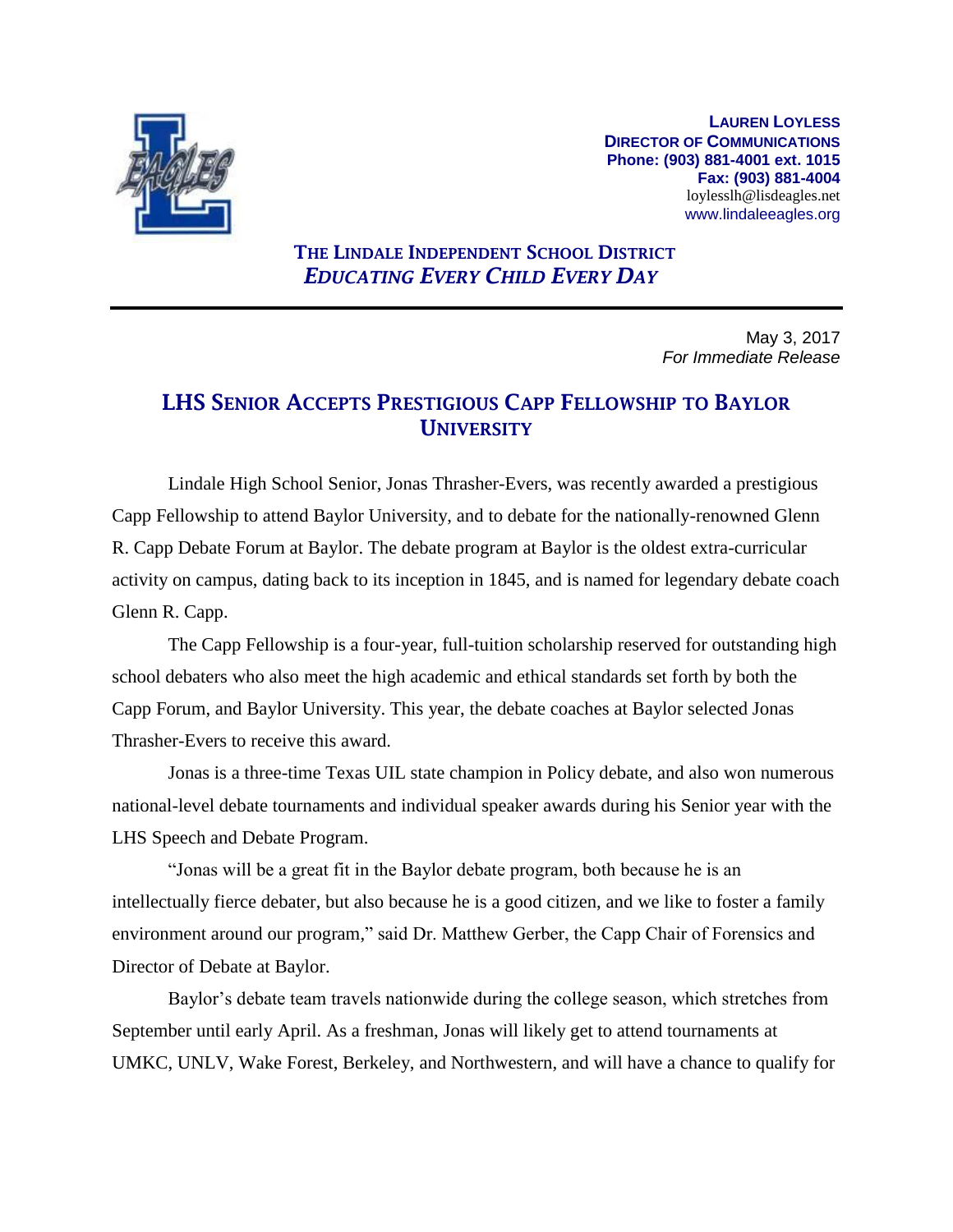**LAUREN LOYLESS**
**DIRECTOR OF COMMUNICATIONS**
**Phone: (903) 881-4001 ext. 1015**
**Fax: (903) 881-4004**
loylesslh@lisdeagles.net
www.lindaleeagles.org

**THE LINDALE INDEPENDENT SCHOOL DISTRICT**
***EDUCATING EVERY CHILD EVERY DAY***

---

May 3, 2017
*For Immediate Release*

# LHS SENIOR ACCEPTS PRESTIGIOUS CAPP FELLOWSHIP TO BAYLOR UNIVERSITY

Lindale High School Senior, Jonas Thrasher-Evers, was recently awarded a prestigious Capp Fellowship to attend Baylor University, and to debate for the nationally-renowned Glenn R. Capp Debate Forum at Baylor. The debate program at Baylor is the oldest extra-curricular activity on campus, dating back to its inception in 1845, and is named for legendary debate coach Glenn R. Capp.

The Capp Fellowship is a four-year, full-tuition scholarship reserved for outstanding high school debaters who also meet the high academic and ethical standards set forth by both the Capp Forum, and Baylor University. This year, the debate coaches at Baylor selected Jonas Thrasher-Evers to receive this award.

Jonas is a three-time Texas UIL state champion in Policy debate, and also won numerous national-level debate tournaments and individual speaker awards during his Senior year with the LHS Speech and Debate Program.

"Jonas will be a great fit in the Baylor debate program, both because he is an intellectually fierce debater, but also because he is a good citizen, and we like to foster a family environment around our program," said Dr. Matthew Gerber, the Capp Chair of Forensics and Director of Debate at Baylor.

Baylor's debate team travels nationwide during the college season, which stretches from September until early April. As a freshman, Jonas will likely get to attend tournaments at UMKC, UNLV, Wake Forest, Berkeley, and Northwestern, and will have a chance to qualify for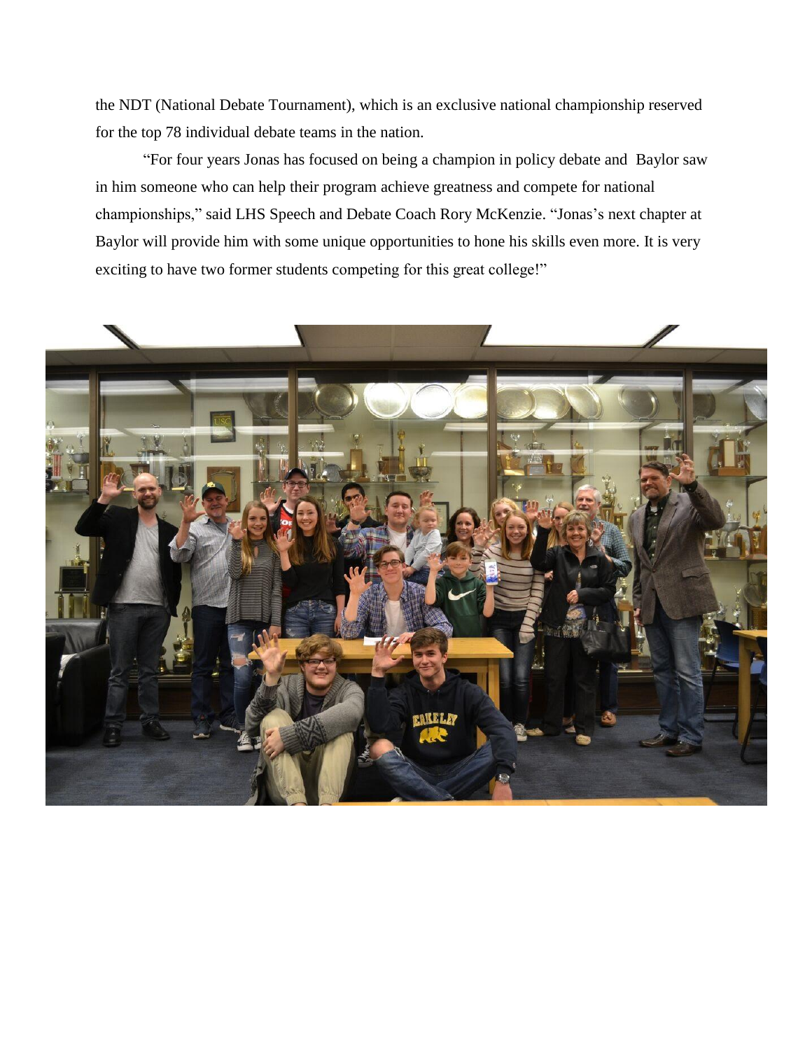the NDT (National Debate Tournament), which is an exclusive national championship reserved for the top 78 individual debate teams in the nation.

"For four years Jonas has focused on being a champion in policy debate and Baylor saw in him someone who can help their program achieve greatness and compete for national championships," said LHS Speech and Debate Coach Rory McKenzie. "Jonas's next chapter at Baylor will provide him with some unique opportunities to hone his skills even more. It is very exciting to have two former students competing for this great college!"